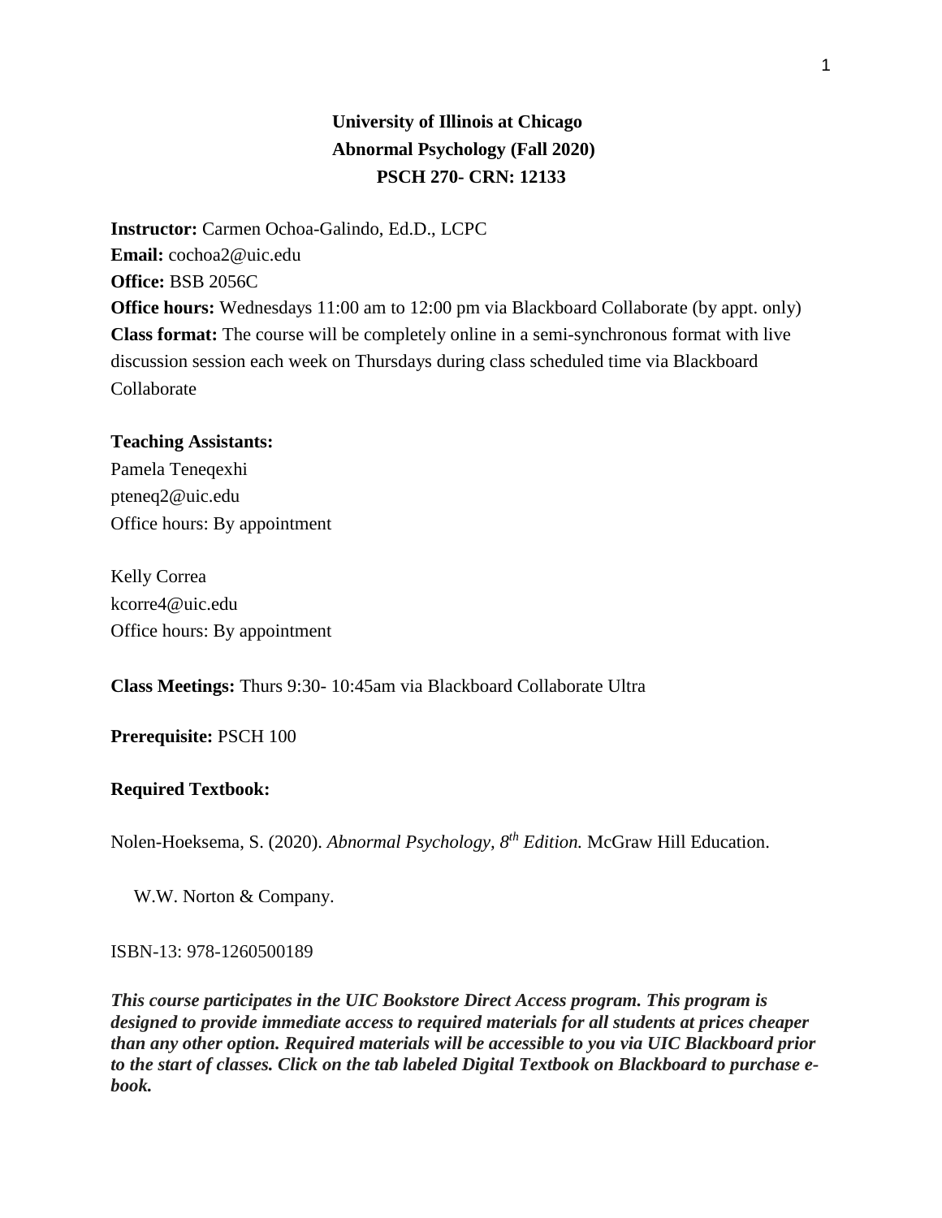# University of Illinois at Chicago

## Abnormal Psychology (Fall 2020)

## PSCH 270- CRN: 12133

**Instructor:** Carmen Ochoa-Galindo, Ed.D., LCPC
**Email:** cochoa2@uic.edu
**Office:** BSB 2056C
**Office hours:** Wednesdays 11:00 am to 12:00 pm via Blackboard Collaborate (by appt. only)
**Class format:** The course will be completely online in a semi-synchronous format with live discussion session each week on Thursdays during class scheduled time via Blackboard Collaborate

**Teaching Assistants:**

Pamela Teneqexhi
pteneq2@uic.edu
Office hours: By appointment

Kelly Correa
kcorre4@uic.edu
Office hours: By appointment

**Class Meetings:** Thurs 9:30- 10:45am via Blackboard Collaborate Ultra

**Prerequisite:** PSCH 100

**Required Textbook:**

Nolen-Hoeksema, S. (2020). *Abnormal Psychology, 8th Edition.* McGraw Hill Education.

W.W. Norton & Company.

ISBN-13: 978-1260500189

***This course participates in the UIC Bookstore Direct Access program. This program is designed to provide immediate access to required materials for all students at prices cheaper than any other option. Required materials will be accessible to you via UIC Blackboard prior to the start of classes. Click on the tab labeled Digital Textbook on Blackboard to purchase e-book.***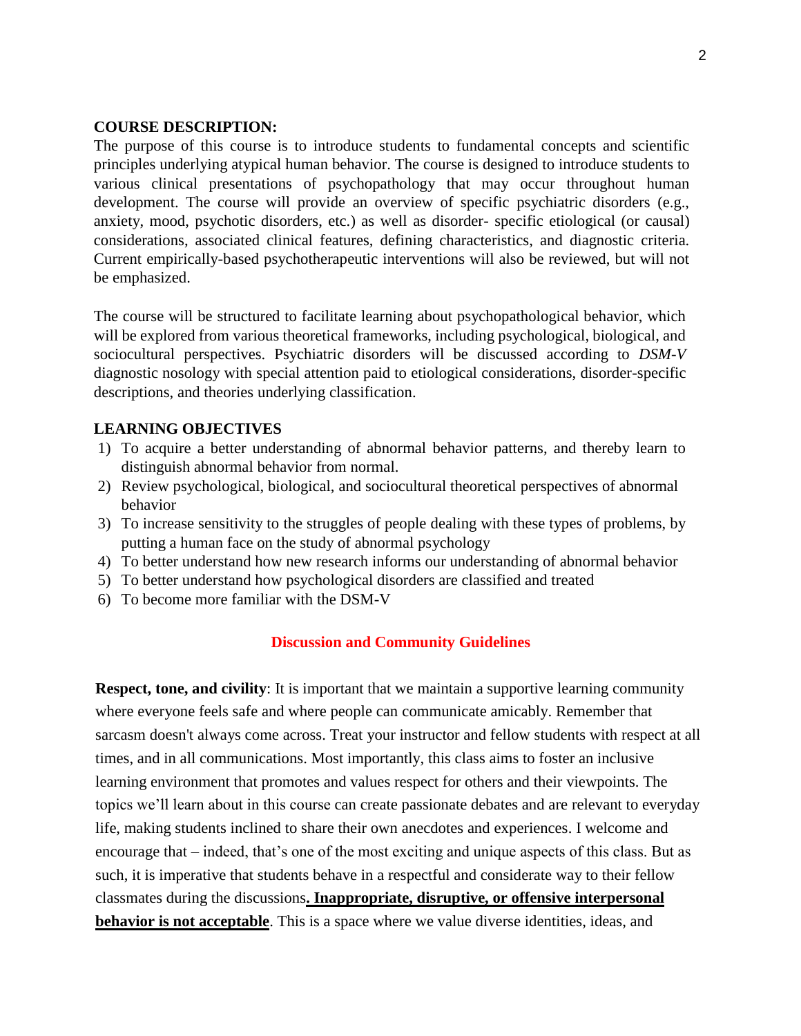**COURSE DESCRIPTION:**

The purpose of this course is to introduce students to fundamental concepts and scientific principles underlying atypical human behavior. The course is designed to introduce students to various clinical presentations of psychopathology that may occur throughout human development. The course will provide an overview of specific psychiatric disorders (e.g., anxiety, mood, psychotic disorders, etc.) as well as disorder- specific etiological (or causal) considerations, associated clinical features, defining characteristics, and diagnostic criteria. Current empirically-based psychotherapeutic interventions will also be reviewed, but will not be emphasized.

The course will be structured to facilitate learning about psychopathological behavior, which will be explored from various theoretical frameworks, including psychological, biological, and sociocultural perspectives. Psychiatric disorders will be discussed according to *DSM-V* diagnostic nosology with special attention paid to etiological considerations, disorder-specific descriptions, and theories underlying classification.

**LEARNING OBJECTIVES**

1) To acquire a better understanding of abnormal behavior patterns, and thereby learn to distinguish abnormal behavior from normal.
2) Review psychological, biological, and sociocultural theoretical perspectives of abnormal behavior
3) To increase sensitivity to the struggles of people dealing with these types of problems, by putting a human face on the study of abnormal psychology
4) To better understand how new research informs our understanding of abnormal behavior
5) To better understand how psychological disorders are classified and treated
6) To become more familiar with the DSM-V

## Discussion and Community Guidelines

**Respect, tone, and civility**: It is important that we maintain a supportive learning community where everyone feels safe and where people can communicate amicably. Remember that sarcasm doesn't always come across. Treat your instructor and fellow students with respect at all times, and in all communications. Most importantly, this class aims to foster an inclusive learning environment that promotes and values respect for others and their viewpoints. The topics we'll learn about in this course can create passionate debates and are relevant to everyday life, making students inclined to share their own anecdotes and experiences. I welcome and encourage that – indeed, that's one of the most exciting and unique aspects of this class. But as such, it is imperative that students behave in a respectful and considerate way to their fellow classmates during the discussions**. Inappropriate, disruptive, or offensive interpersonal behavior is not acceptable**. This is a space where we value diverse identities, ideas, and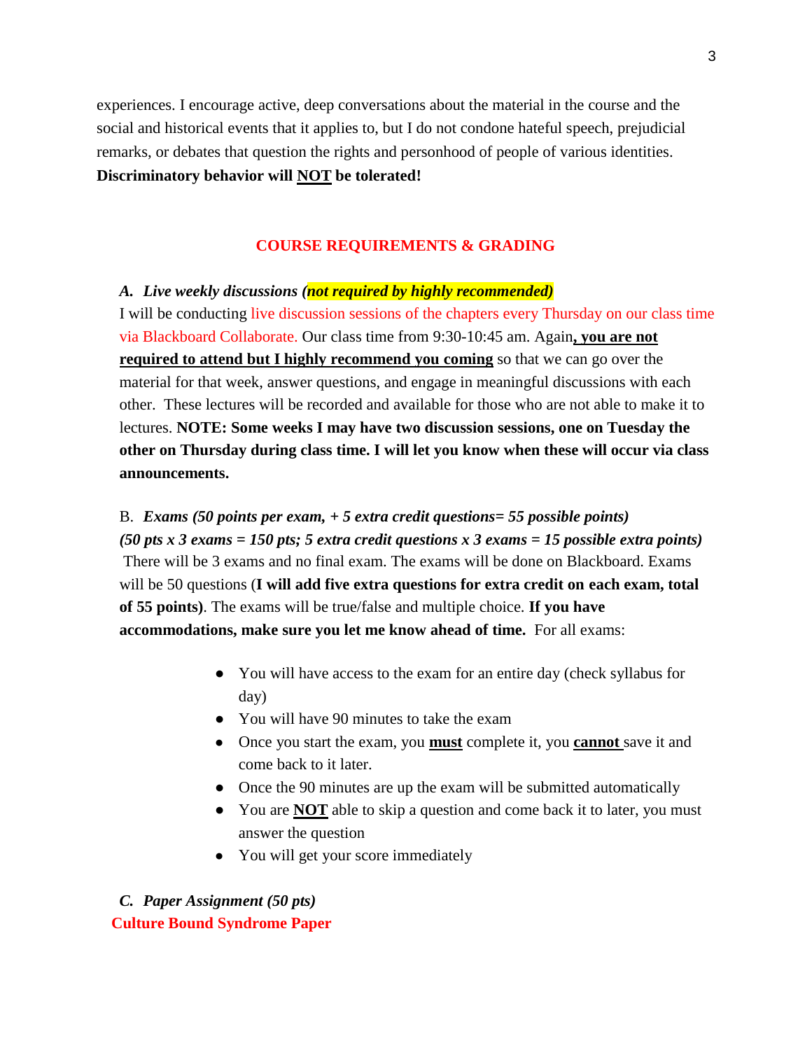experiences. I encourage active, deep conversations about the material in the course and the social and historical events that it applies to, but I do not condone hateful speech, prejudicial remarks, or debates that question the rights and personhood of people of various identities. **Discriminatory behavior will NOT be tolerated!**

## COURSE REQUIREMENTS & GRADING

***A. Live weekly discussions (not required by highly recommended)***

I will be conducting live discussion sessions of the chapters every Thursday on our class time via Blackboard Collaborate. Our class time from 9:30-10:45 am. Again**, you are not required to attend but I highly recommend you coming** so that we can go over the material for that week, answer questions, and engage in meaningful discussions with each other. These lectures will be recorded and available for those who are not able to make it to lectures. **NOTE: Some weeks I may have two discussion sessions, one on Tuesday the other on Thursday during class time. I will let you know when these will occur via class announcements.**

B. ***Exams (50 points per exam, + 5 extra credit questions= 55 possible points)***
***(50 pts x 3 exams = 150 pts; 5 extra credit questions x 3 exams = 15 possible extra points)***

There will be 3 exams and no final exam. The exams will be done on Blackboard. Exams will be 50 questions (**I will add five extra questions for extra credit on each exam, total of 55 points)**. The exams will be true/false and multiple choice. **If you have accommodations, make sure you let me know ahead of time.** For all exams:

- You will have access to the exam for an entire day (check syllabus for day)
- You will have 90 minutes to take the exam
- Once you start the exam, you **must** complete it, you **cannot** save it and come back to it later.
- Once the 90 minutes are up the exam will be submitted automatically
- You are **NOT** able to skip a question and come back it to later, you must answer the question
- You will get your score immediately

***C. Paper Assignment (50 pts)***

**Culture Bound Syndrome Paper**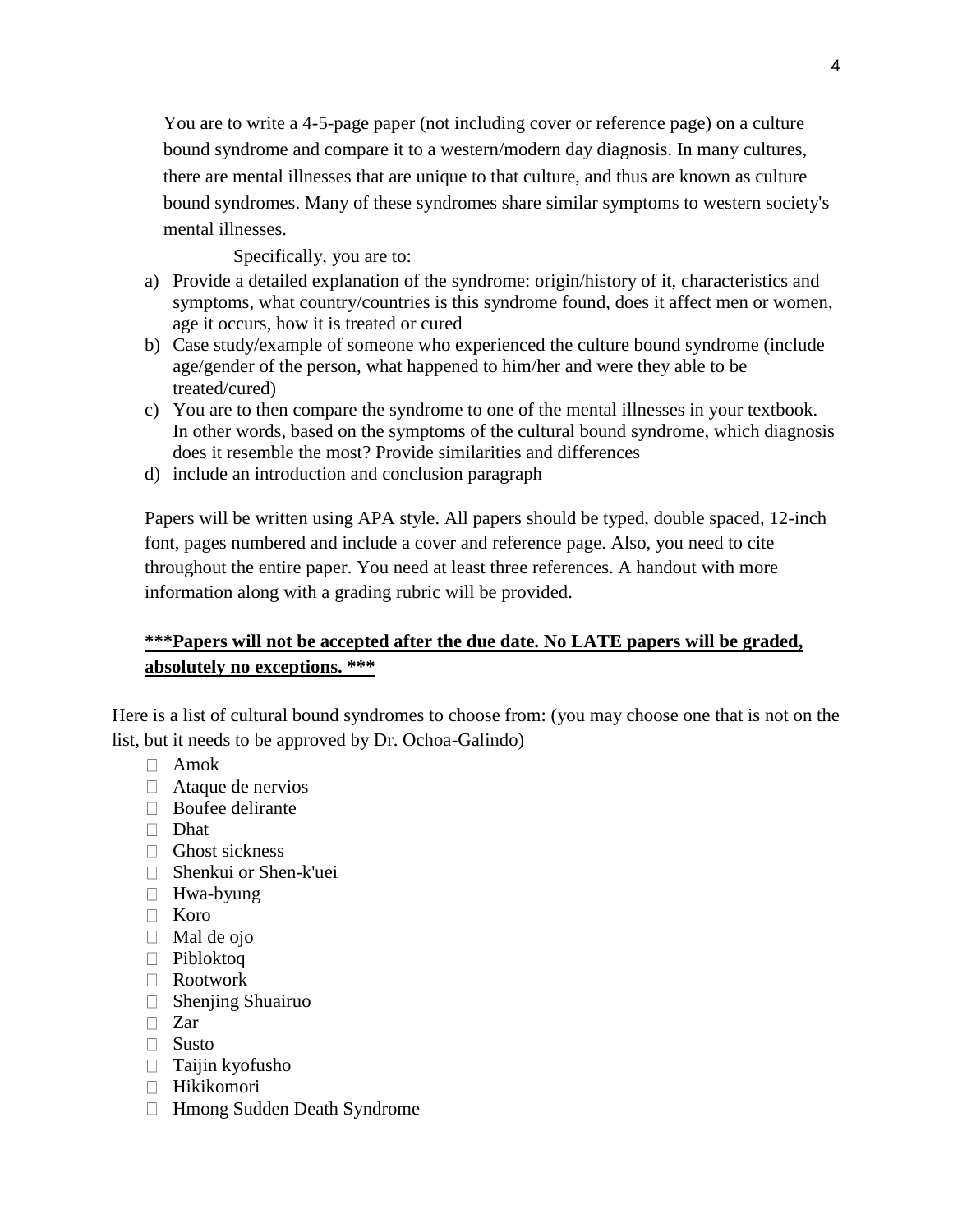You are to write a 4-5-page paper (not including cover or reference page) on a culture bound syndrome and compare it to a western/modern day diagnosis. In many cultures, there are mental illnesses that are unique to that culture, and thus are known as culture bound syndromes. Many of these syndromes share similar symptoms to western society's mental illnesses.

Specifically, you are to:

a) Provide a detailed explanation of the syndrome: origin/history of it, characteristics and symptoms, what country/countries is this syndrome found, does it affect men or women, age it occurs, how it is treated or cured
b) Case study/example of someone who experienced the culture bound syndrome (include age/gender of the person, what happened to him/her and were they able to be treated/cured)
c) You are to then compare the syndrome to one of the mental illnesses in your textbook. In other words, based on the symptoms of the cultural bound syndrome, which diagnosis does it resemble the most? Provide similarities and differences
d) include an introduction and conclusion paragraph

Papers will be written using APA style. All papers should be typed, double spaced, 12-inch font, pages numbered and include a cover and reference page. Also, you need to cite throughout the entire paper. You need at least three references. A handout with more information along with a grading rubric will be provided.

**\*\*\*Papers will not be accepted after the due date. No LATE papers will be graded, absolutely no exceptions. \*\*\***

Here is a list of cultural bound syndromes to choose from: (you may choose one that is not on the list, but it needs to be approved by Dr. Ochoa-Galindo)

- Amok
- Ataque de nervios
- Boufee delirante
- Dhat
- Ghost sickness
- Shenkui or Shen-k'uei
- Hwa-byung
- Koro
- Mal de ojo
- Pibloktoq
- Rootwork
- Shenjing Shuairuo
- Zar
- Susto
- Taijin kyofusho
- Hikikomori
- Hmong Sudden Death Syndrome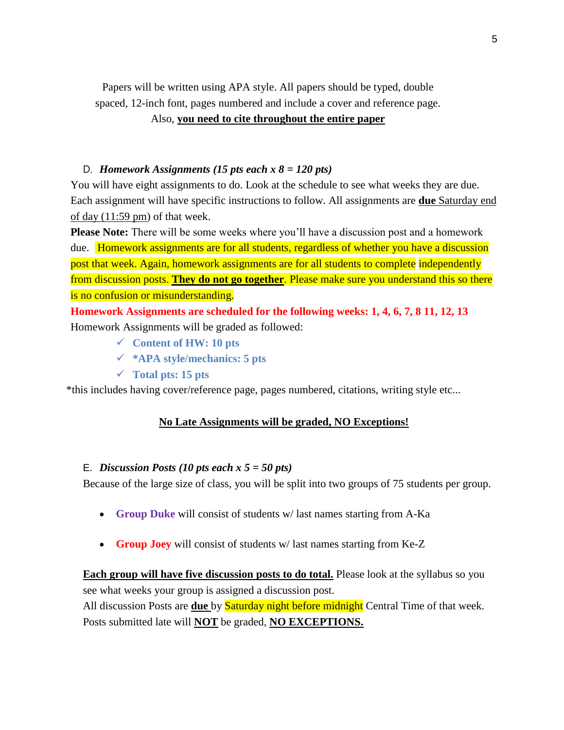Papers will be written using APA style. All papers should be typed, double spaced, 12-inch font, pages numbered and include a cover and reference page. Also, **you need to cite throughout the entire paper**

D. ***Homework Assignments (15 pts each x 8 = 120 pts)***

You will have eight assignments to do. Look at the schedule to see what weeks they are due. Each assignment will have specific instructions to follow. All assignments are **due** Saturday end of day (11:59 pm) of that week.

**Please Note:** There will be some weeks where you'll have a discussion post and a homework due. Homework assignments are for all students, regardless of whether you have a discussion post that week. Again, homework assignments are for all students to complete independently from discussion posts. **They do not go together**. Please make sure you understand this so there is no confusion or misunderstanding.

**Homework Assignments are scheduled for the following weeks: 1, 4, 6, 7, 8 11, 12, 13**

Homework Assignments will be graded as followed:

- ✓ **Content of HW: 10 pts**
- ✓ ***APA style/mechanics: 5 pts**
- ✓ **Total pts: 15 pts**

*this includes having cover/reference page, pages numbered, citations, writing style etc...

**No Late Assignments will be graded, NO Exceptions!**

E. ***Discussion Posts (10 pts each x 5 = 50 pts)***

Because of the large size of class, you will be split into two groups of 75 students per group.

- **Group Duke** will consist of students w/ last names starting from A-Ka
- **Group Joey** will consist of students w/ last names starting from Ke-Z

**Each group will have five discussion posts to do total.** Please look at the syllabus so you see what weeks your group is assigned a discussion post.

All discussion Posts are **due** by Saturday night before midnight Central Time of that week. Posts submitted late will **NOT** be graded, **NO EXCEPTIONS.**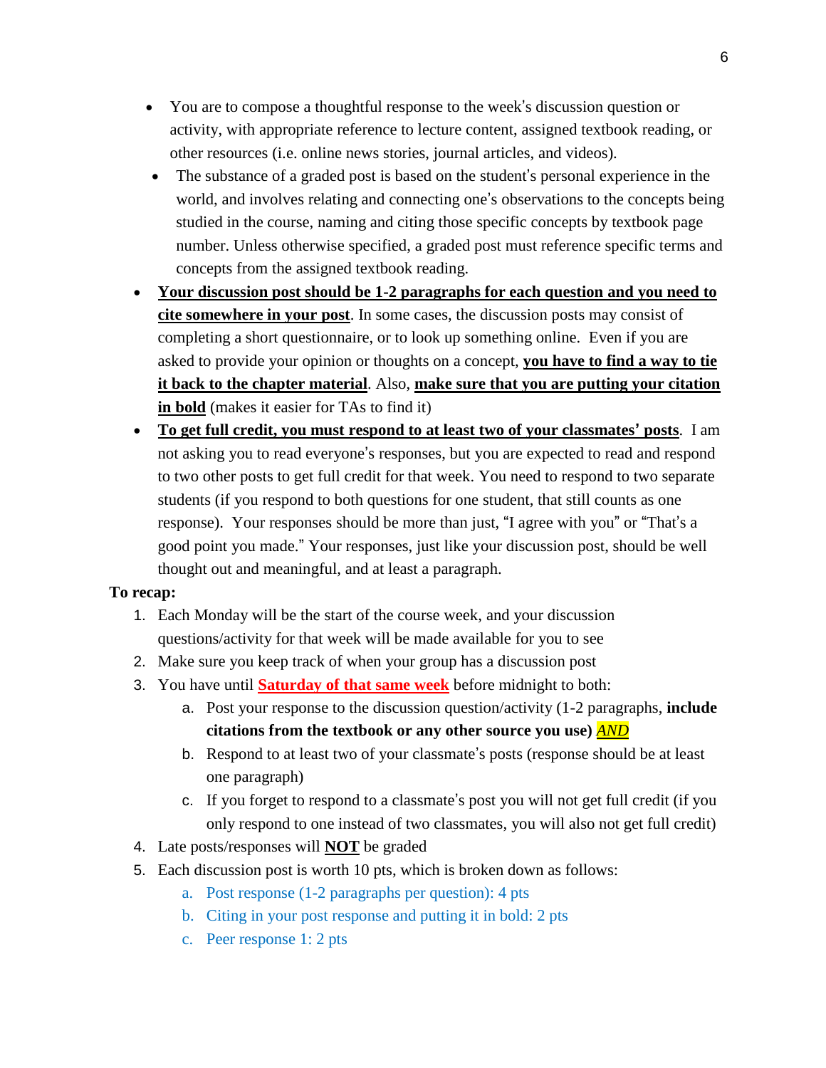- You are to compose a thoughtful response to the week's discussion question or activity, with appropriate reference to lecture content, assigned textbook reading, or other resources (i.e. online news stories, journal articles, and videos).
- The substance of a graded post is based on the student's personal experience in the world, and involves relating and connecting one's observations to the concepts being studied in the course, naming and citing those specific concepts by textbook page number. Unless otherwise specified, a graded post must reference specific terms and concepts from the assigned textbook reading.

- **Your discussion post should be 1-2 paragraphs for each question and you need to cite somewhere in your post**. In some cases, the discussion posts may consist of completing a short questionnaire, or to look up something online. Even if you are asked to provide your opinion or thoughts on a concept, **you have to find a way to tie it back to the chapter material**. Also, **make sure that you are putting your citation in bold** (makes it easier for TAs to find it)
- **To get full credit, you must respond to at least two of your classmates' posts**. I am not asking you to read everyone's responses, but you are expected to read and respond to two other posts to get full credit for that week. You need to respond to two separate students (if you respond to both questions for one student, that still counts as one response). Your responses should be more than just, "I agree with you" or "That's a good point you made." Your responses, just like your discussion post, should be well thought out and meaningful, and at least a paragraph.

**To recap:**

1. Each Monday will be the start of the course week, and your discussion questions/activity for that week will be made available for you to see
2. Make sure you keep track of when your group has a discussion post
3. You have until **Saturday of that same week** before midnight to both:
   a. Post your response to the discussion question/activity (1-2 paragraphs, **include citations from the textbook or any other source you use)** ***AND***
   b. Respond to at least two of your classmate's posts (response should be at least one paragraph)
   c. If you forget to respond to a classmate's post you will not get full credit (if you only respond to one instead of two classmates, you will also not get full credit)
4. Late posts/responses will **NOT** be graded
5. Each discussion post is worth 10 pts, which is broken down as follows:
   a. Post response (1-2 paragraphs per question): 4 pts
   b. Citing in your post response and putting it in bold: 2 pts
   c. Peer response 1: 2 pts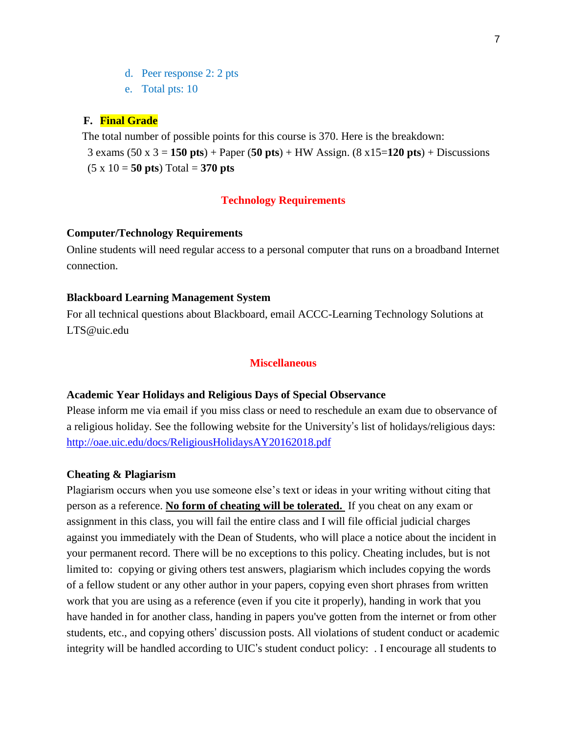d. Peer response 2: 2 pts
   e. Total pts: 10

### F. Final Grade

The total number of possible points for this course is 370. Here is the breakdown:

3 exams (50 x 3 = **150 pts**) + Paper (**50 pts**) + HW Assign. (8 x15=**120 pts**) + Discussions (5 x 10 = **50 pts**) Total = **370 pts**

## Technology Requirements

**Computer/Technology Requirements**

Online students will need regular access to a personal computer that runs on a broadband Internet connection.

**Blackboard Learning Management System**

For all technical questions about Blackboard, email ACCC-Learning Technology Solutions at LTS@uic.edu

## Miscellaneous

**Academic Year Holidays and Religious Days of Special Observance**

Please inform me via email if you miss class or need to reschedule an exam due to observance of a religious holiday. See the following website for the University's list of holidays/religious days: http://oae.uic.edu/docs/ReligiousHolidaysAY20162018.pdf

**Cheating & Plagiarism**

Plagiarism occurs when you use someone else's text or ideas in your writing without citing that person as a reference. **No form of cheating will be tolerated.** If you cheat on any exam or assignment in this class, you will fail the entire class and I will file official judicial charges against you immediately with the Dean of Students, who will place a notice about the incident in your permanent record. There will be no exceptions to this policy. Cheating includes, but is not limited to: copying or giving others test answers, plagiarism which includes copying the words of a fellow student or any other author in your papers, copying even short phrases from written work that you are using as a reference (even if you cite it properly), handing in work that you have handed in for another class, handing in papers you've gotten from the internet or from other students, etc., and copying others' discussion posts. All violations of student conduct or academic integrity will be handled according to UIC's student conduct policy: . I encourage all students to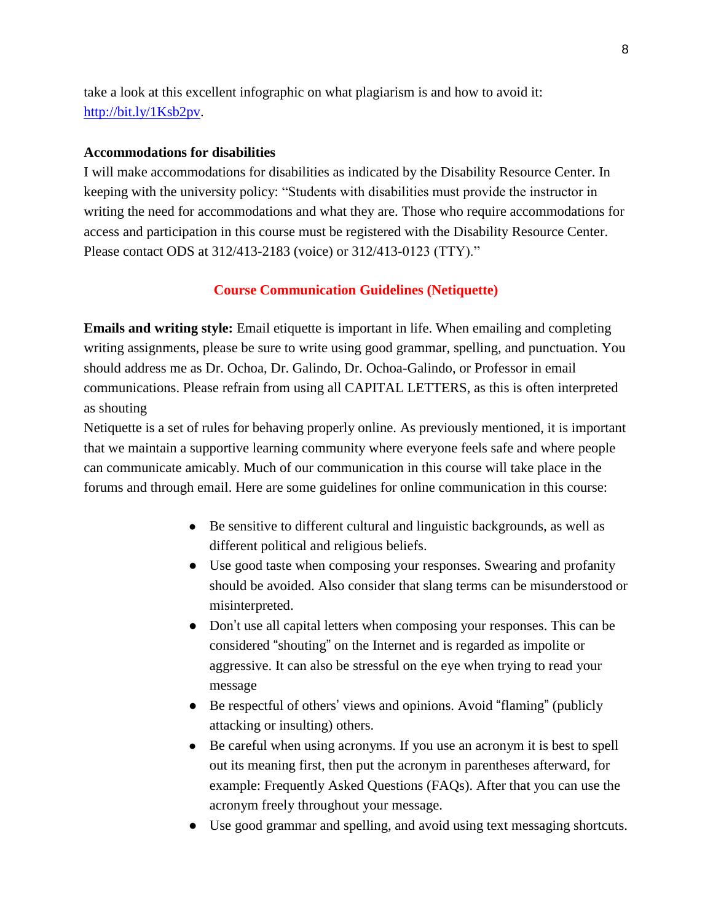take a look at this excellent infographic on what plagiarism is and how to avoid it: [http://bit.ly/1Ksb2pv](http://bit.ly/1Ksb2pv).

**Accommodations for disabilities**

I will make accommodations for disabilities as indicated by the Disability Resource Center. In keeping with the university policy: "Students with disabilities must provide the instructor in writing the need for accommodations and what they are. Those who require accommodations for access and participation in this course must be registered with the Disability Resource Center. Please contact ODS at 312/413-2183 (voice) or 312/413-0123 (TTY)."

## Course Communication Guidelines (Netiquette)

**Emails and writing style:** Email etiquette is important in life. When emailing and completing writing assignments, please be sure to write using good grammar, spelling, and punctuation. You should address me as Dr. Ochoa, Dr. Galindo, Dr. Ochoa-Galindo, or Professor in email communications. Please refrain from using all CAPITAL LETTERS, as this is often interpreted as shouting

Netiquette is a set of rules for behaving properly online. As previously mentioned, it is important that we maintain a supportive learning community where everyone feels safe and where people can communicate amicably. Much of our communication in this course will take place in the forums and through email. Here are some guidelines for online communication in this course:

- Be sensitive to different cultural and linguistic backgrounds, as well as different political and religious beliefs.
- Use good taste when composing your responses. Swearing and profanity should be avoided. Also consider that slang terms can be misunderstood or misinterpreted.
- Don't use all capital letters when composing your responses. This can be considered "shouting" on the Internet and is regarded as impolite or aggressive. It can also be stressful on the eye when trying to read your message
- Be respectful of others' views and opinions. Avoid "flaming" (publicly attacking or insulting) others.
- Be careful when using acronyms. If you use an acronym it is best to spell out its meaning first, then put the acronym in parentheses afterward, for example: Frequently Asked Questions (FAQs). After that you can use the acronym freely throughout your message.
- Use good grammar and spelling, and avoid using text messaging shortcuts.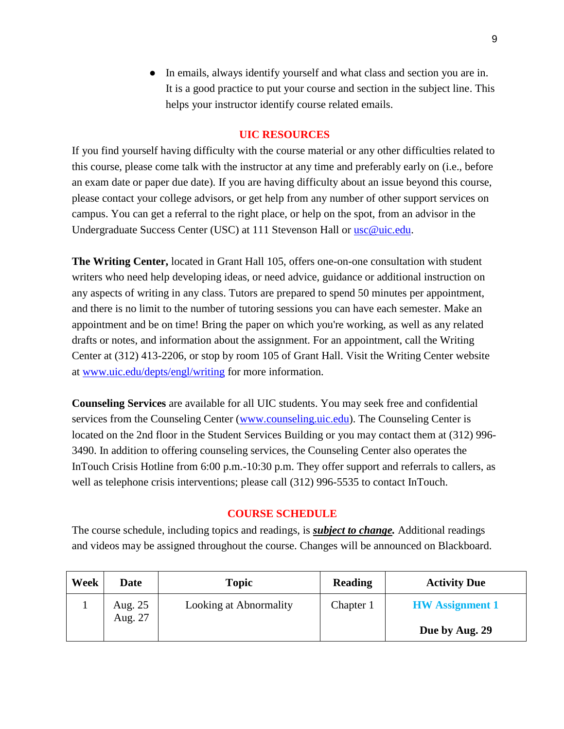- In emails, always identify yourself and what class and section you are in. It is a good practice to put your course and section in the subject line. This helps your instructor identify course related emails.

## UIC RESOURCES

If you find yourself having difficulty with the course material or any other difficulties related to this course, please come talk with the instructor at any time and preferably early on (i.e., before an exam date or paper due date). If you are having difficulty about an issue beyond this course, please contact your college advisors, or get help from any number of other support services on campus. You can get a referral to the right place, or help on the spot, from an advisor in the Undergraduate Success Center (USC) at 111 Stevenson Hall or usc@uic.edu.

**The Writing Center,** located in Grant Hall 105, offers one-on-one consultation with student writers who need help developing ideas, or need advice, guidance or additional instruction on any aspects of writing in any class. Tutors are prepared to spend 50 minutes per appointment, and there is no limit to the number of tutoring sessions you can have each semester. Make an appointment and be on time! Bring the paper on which you're working, as well as any related drafts or notes, and information about the assignment. For an appointment, call the Writing Center at (312) 413-2206, or stop by room 105 of Grant Hall. Visit the Writing Center website at www.uic.edu/depts/engl/writing for more information.

**Counseling Services** are available for all UIC students. You may seek free and confidential services from the Counseling Center (www.counseling.uic.edu). The Counseling Center is located on the 2nd floor in the Student Services Building or you may contact them at (312) 996-3490. In addition to offering counseling services, the Counseling Center also operates the InTouch Crisis Hotline from 6:00 p.m.-10:30 p.m. They offer support and referrals to callers, as well as telephone crisis interventions; please call (312) 996-5535 to contact InTouch.

## COURSE SCHEDULE

The course schedule, including topics and readings, is ***subject to change.*** Additional readings and videos may be assigned throughout the course. Changes will be announced on Blackboard.

| Week | Date | Topic | Reading | Activity Due |
|---|---|---|---|---|
| 1 | Aug. 25<br>Aug. 27 | Looking at Abnormality | Chapter 1 | **HW Assignment 1**<br><br>**Due by Aug. 29** |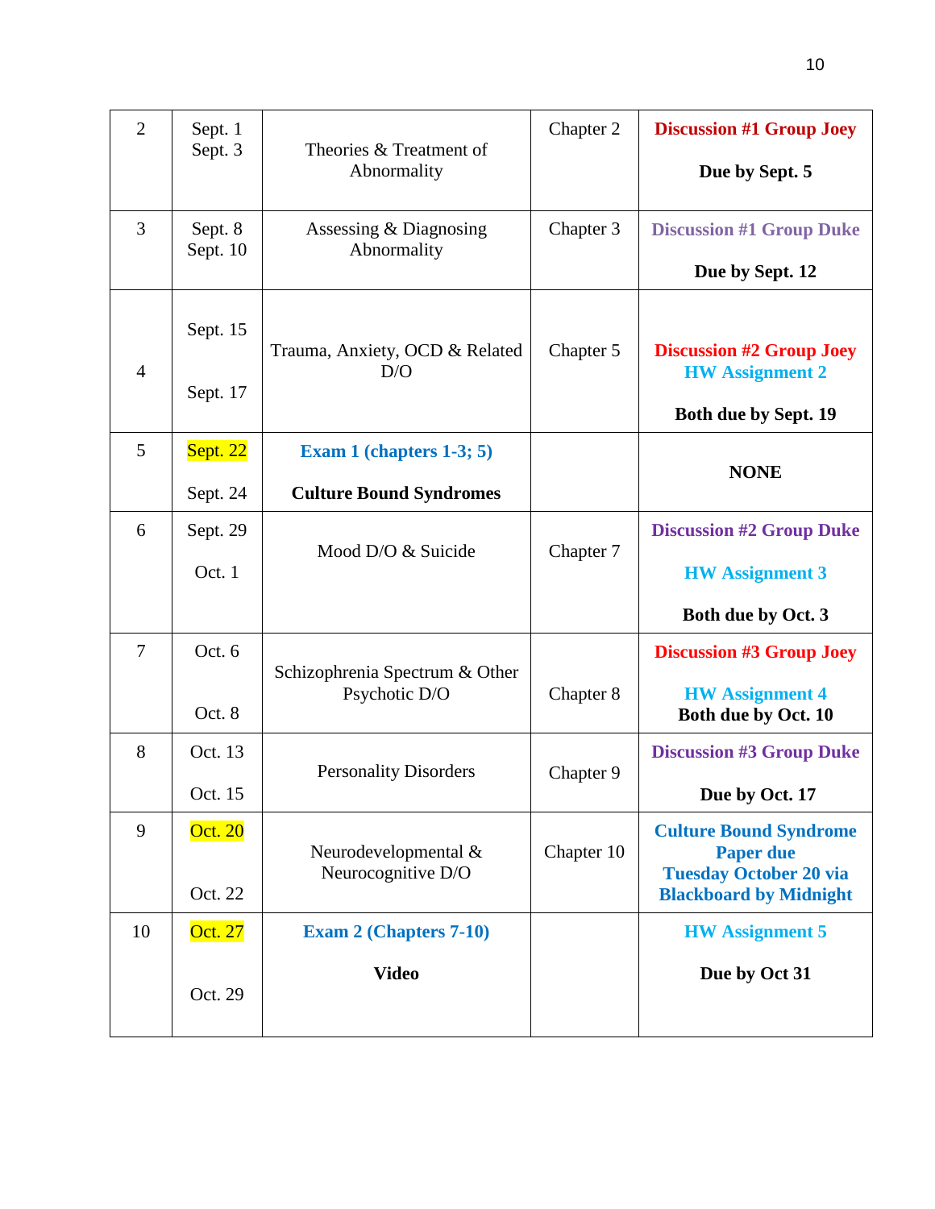| 2 | Sept. 1<br>Sept. 3 | Theories & Treatment of Abnormality | Chapter 2 | **Discussion #1 Group Joey**<br><br>**Due by Sept. 5** |
|---|---|---|---|---|
| 3 | Sept. 8<br>Sept. 10 | Assessing & Diagnosing Abnormality | Chapter 3 | **Discussion #1 Group Duke**<br><br>**Due by Sept. 12** |
| 4 | Sept. 15<br><br>Sept. 17 | Trauma, Anxiety, OCD & Related D/O | Chapter 5 | **Discussion #2 Group Joey**<br>**HW Assignment 2**<br><br>**Both due by Sept. 19** |
| 5 | Sept. 22<br><br>Sept. 24 | **Exam 1 (chapters 1-3; 5)**<br><br>**Culture Bound Syndromes** | | **NONE** |
| 6 | Sept. 29<br><br>Oct. 1 | Mood D/O & Suicide | Chapter 7 | **Discussion #2 Group Duke**<br><br>**HW Assignment 3**<br><br>**Both due by Oct. 3** |
| 7 | Oct. 6<br><br>Oct. 8 | Schizophrenia Spectrum & Other Psychotic D/O | Chapter 8 | **Discussion #3 Group Joey**<br><br>**HW Assignment 4**<br>**Both due by Oct. 10** |
| 8 | Oct. 13<br><br>Oct. 15 | Personality Disorders | Chapter 9 | **Discussion #3 Group Duke**<br><br>**Due by Oct. 17** |
| 9 | Oct. 20<br><br>Oct. 22 | Neurodevelopmental & Neurocognitive D/O | Chapter 10 | **Culture Bound Syndrome Paper due Tuesday October 20 via Blackboard by Midnight** |
| 10 | Oct. 27<br><br>Oct. 29 | **Exam 2 (Chapters 7-10)**<br><br>**Video** | | **HW Assignment 5**<br><br>**Due by Oct 31** |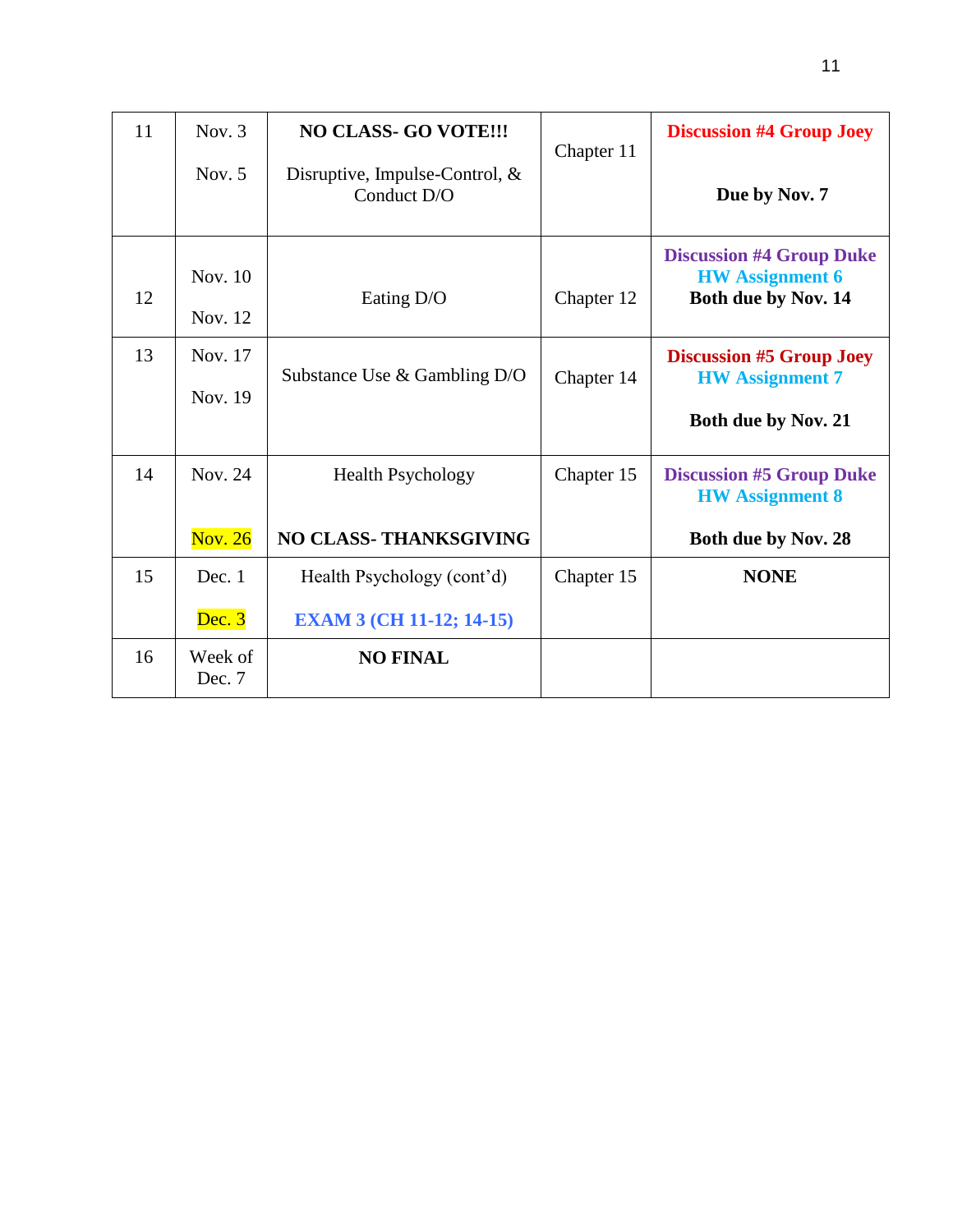| | | | | |
|---|---|---|---|---|
| 11 | Nov. 3<br><br>Nov. 5 | **NO CLASS- GO VOTE!!!**<br><br>Disruptive, Impulse-Control, & Conduct D/O | Chapter 11 | **Discussion #4 Group Joey**<br><br>**Due by Nov. 7** |
| 12 | Nov. 10<br><br>Nov. 12 | Eating D/O | Chapter 12 | **Discussion #4 Group Duke**<br>**HW Assignment 6**<br>**Both due by Nov. 14** |
| 13 | Nov. 17<br><br>Nov. 19 | Substance Use & Gambling D/O | Chapter 14 | **Discussion #5 Group Joey**<br>**HW Assignment 7**<br><br>**Both due by Nov. 21** |
| 14 | Nov. 24<br><br>Nov. 26 | Health Psychology<br><br>**NO CLASS- THANKSGIVING** | Chapter 15 | **Discussion #5 Group Duke**<br>**HW Assignment 8**<br><br>**Both due by Nov. 28** |
| 15 | Dec. 1<br><br>Dec. 3 | Health Psychology (cont'd)<br><br>**EXAM 3 (CH 11-12; 14-15)** | Chapter 15 | **NONE** |
| 16 | Week of Dec. 7 | **NO FINAL** | | |